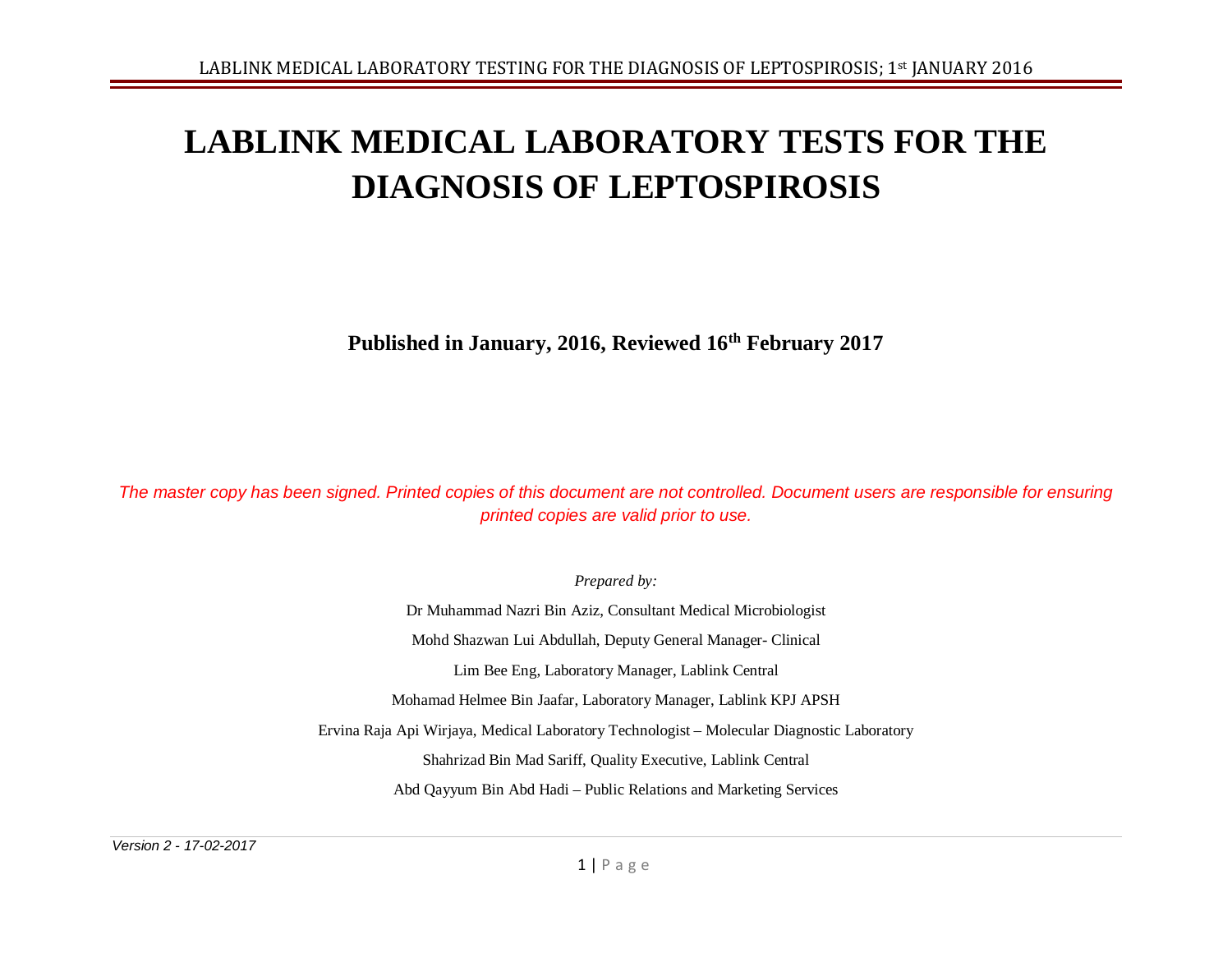# LABLINK MEDICAL LABORATORY TESTS FOR THE DIAGNOSIS OF LEPTOSPIROSIS

**Published in January, 2016, Reviewed 16th February 2017**

*The master copy has been signed. Printed copies of this document are not controlled. Document users are responsible for ensuring printed copies are valid prior to use.*

*Prepared by:*

Dr Muhammad Nazri Bin Aziz, Consultant Medical Microbiologist

Mohd Shazwan Lui Abdullah, Deputy General Manager- Clinical

Lim Bee Eng, Laboratory Manager, Lablink Central

Mohamad Helmee Bin Jaafar, Laboratory Manager, Lablink KPJ APSH

Ervina Raja Api Wirjaya, Medical Laboratory Technologist – Molecular Diagnostic Laboratory

Shahrizad Bin Mad Sariff, Quality Executive, Lablink Central

Abd Qayyum Bin Abd Hadi – Public Relations and Marketing Services

*Version 2 - 17-02-2017*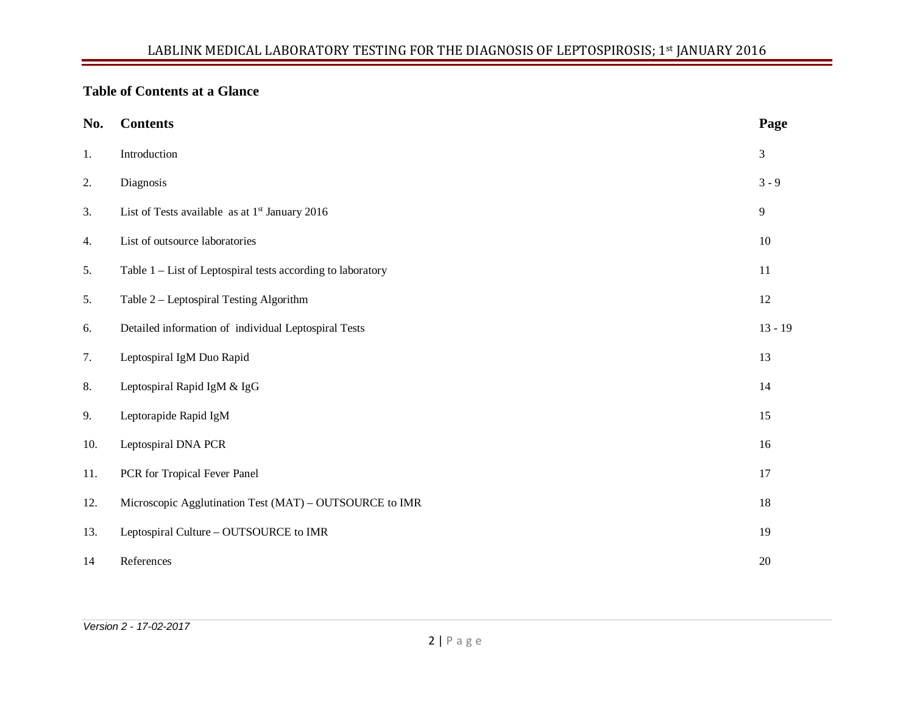## Table of Contents at a Glance

| No. | Contents | Page |
|---|---|---|
| 1. | Introduction | 3 |
| 2. | Diagnosis | 3 - 9 |
| 3. | List of Tests available as at 1st January 2016 | 9 |
| 4. | List of outsource laboratories | 10 |
| 5. | Table 1 – List of Leptospiral tests according to laboratory | 11 |
| 5. | Table 2 – Leptospiral Testing Algorithm | 12 |
| 6. | Detailed information of individual Leptospiral Tests | 13 - 19 |
| 7. | Leptospiral IgM Duo Rapid | 13 |
| 8. | Leptospiral Rapid IgM & IgG | 14 |
| 9. | Leptorapide Rapid IgM | 15 |
| 10. | Leptospiral DNA PCR | 16 |
| 11. | PCR for Tropical Fever Panel | 17 |
| 12. | Microscopic Agglutination Test (MAT) – OUTSOURCE to IMR | 18 |
| 13. | Leptospiral Culture – OUTSOURCE to IMR | 19 |
| 14 | References | 20 |

*Version 2 - 17-02-2017*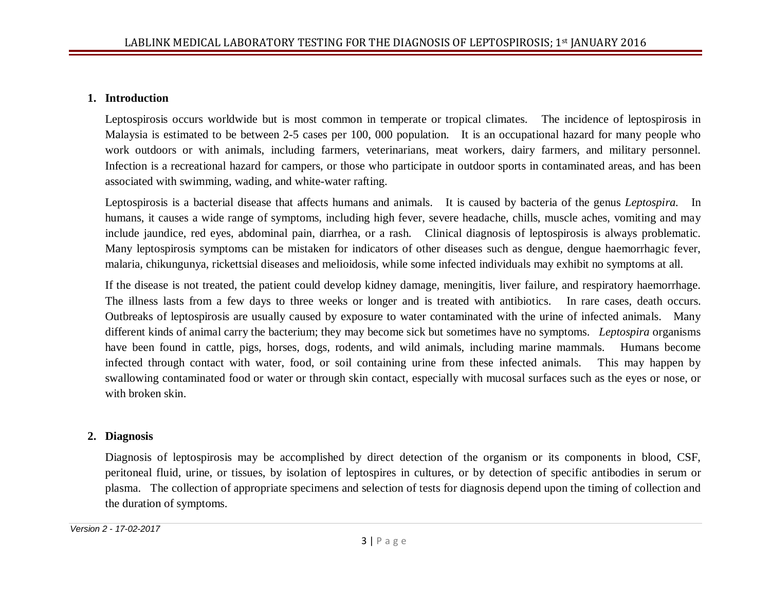## 1. Introduction

Leptospirosis occurs worldwide but is most common in temperate or tropical climates. The incidence of leptospirosis in Malaysia is estimated to be between 2-5 cases per 100, 000 population. It is an occupational hazard for many people who work outdoors or with animals, including farmers, veterinarians, meat workers, dairy farmers, and military personnel. Infection is a recreational hazard for campers, or those who participate in outdoor sports in contaminated areas, and has been associated with swimming, wading, and white-water rafting.

Leptospirosis is a bacterial disease that affects humans and animals. It is caused by bacteria of the genus *Leptospira.* In humans, it causes a wide range of symptoms, including high fever, severe headache, chills, muscle aches, vomiting and may include jaundice, red eyes, abdominal pain, diarrhea, or a rash. Clinical diagnosis of leptospirosis is always problematic. Many leptospirosis symptoms can be mistaken for indicators of other diseases such as dengue, dengue haemorrhagic fever, malaria, chikungunya, rickettsial diseases and melioidosis, while some infected individuals may exhibit no symptoms at all.

If the disease is not treated, the patient could develop kidney damage, meningitis, liver failure, and respiratory haemorrhage. The illness lasts from a few days to three weeks or longer and is treated with antibiotics. In rare cases, death occurs. Outbreaks of leptospirosis are usually caused by exposure to water contaminated with the urine of infected animals. Many different kinds of animal carry the bacterium; they may become sick but sometimes have no symptoms. *Leptospira* organisms have been found in cattle, pigs, horses, dogs, rodents, and wild animals, including marine mammals. Humans become infected through contact with water, food, or soil containing urine from these infected animals. This may happen by swallowing contaminated food or water or through skin contact, especially with mucosal surfaces such as the eyes or nose, or with broken skin.

## 2. Diagnosis

Diagnosis of leptospirosis may be accomplished by direct detection of the organism or its components in blood, CSF, peritoneal fluid, urine, or tissues, by isolation of leptospires in cultures, or by detection of specific antibodies in serum or plasma. The collection of appropriate specimens and selection of tests for diagnosis depend upon the timing of collection and the duration of symptoms.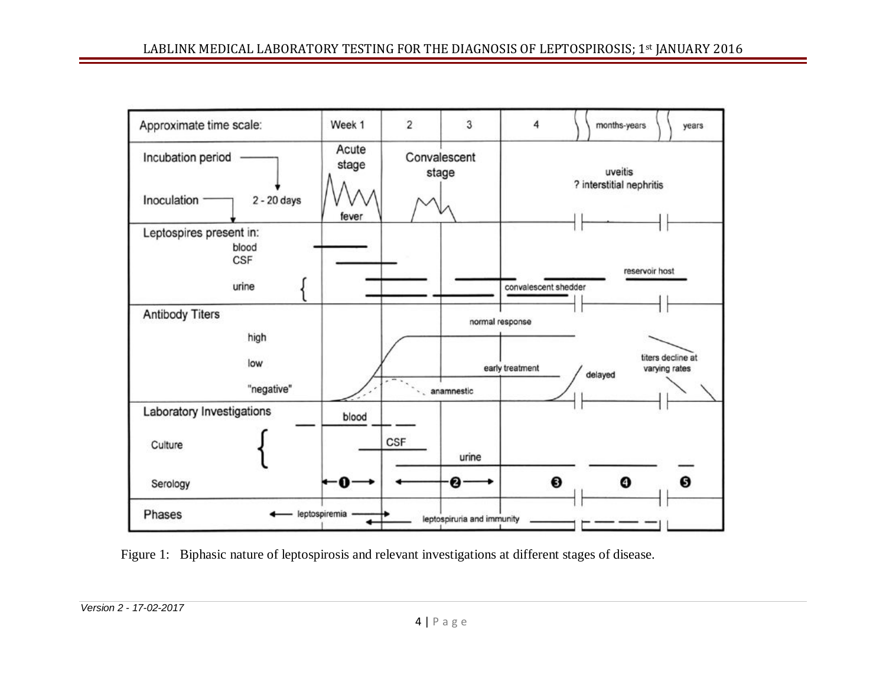Figure 1: Biphasic nature of leptospirosis and relevant investigations at different stages of disease.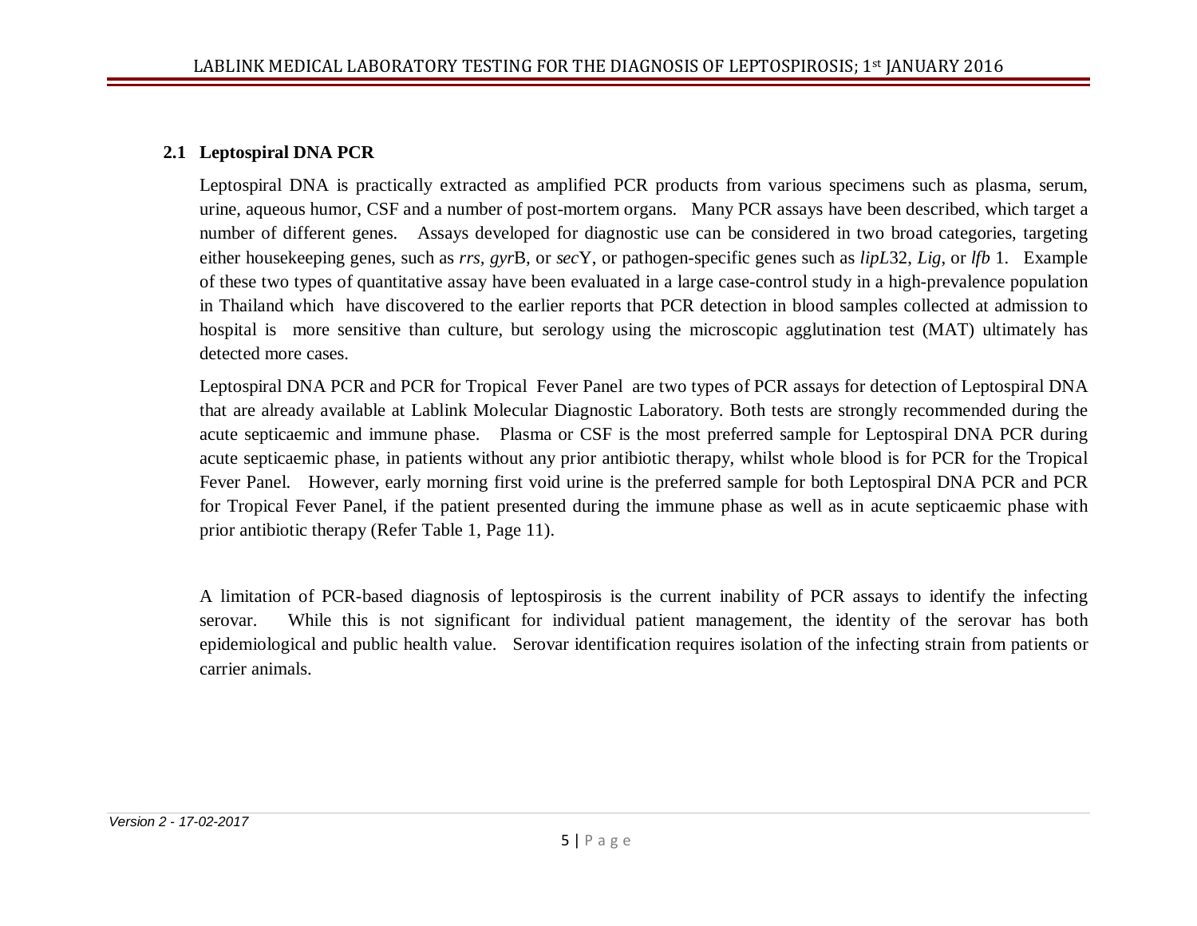### 2.1 Leptospiral DNA PCR

Leptospiral DNA is practically extracted as amplified PCR products from various specimens such as plasma, serum, urine, aqueous humor, CSF and a number of post-mortem organs. Many PCR assays have been described, which target a number of different genes. Assays developed for diagnostic use can be considered in two broad categories, targeting either housekeeping genes, such as *rrs*, *gyr*B, or *sec*Y, or pathogen-specific genes such as *lipL*32, *Lig*, or *lfb* 1. Example of these two types of quantitative assay have been evaluated in a large case-control study in a high-prevalence population in Thailand which have discovered to the earlier reports that PCR detection in blood samples collected at admission to hospital is more sensitive than culture, but serology using the microscopic agglutination test (MAT) ultimately has detected more cases.

Leptospiral DNA PCR and PCR for Tropical Fever Panel are two types of PCR assays for detection of Leptospiral DNA that are already available at Lablink Molecular Diagnostic Laboratory. Both tests are strongly recommended during the acute septicaemic and immune phase. Plasma or CSF is the most preferred sample for Leptospiral DNA PCR during acute septicaemic phase, in patients without any prior antibiotic therapy, whilst whole blood is for PCR for the Tropical Fever Panel. However, early morning first void urine is the preferred sample for both Leptospiral DNA PCR and PCR for Tropical Fever Panel, if the patient presented during the immune phase as well as in acute septicaemic phase with prior antibiotic therapy (Refer Table 1, Page 11).

A limitation of PCR-based diagnosis of leptospirosis is the current inability of PCR assays to identify the infecting serovar. While this is not significant for individual patient management, the identity of the serovar has both epidemiological and public health value. Serovar identification requires isolation of the infecting strain from patients or carrier animals.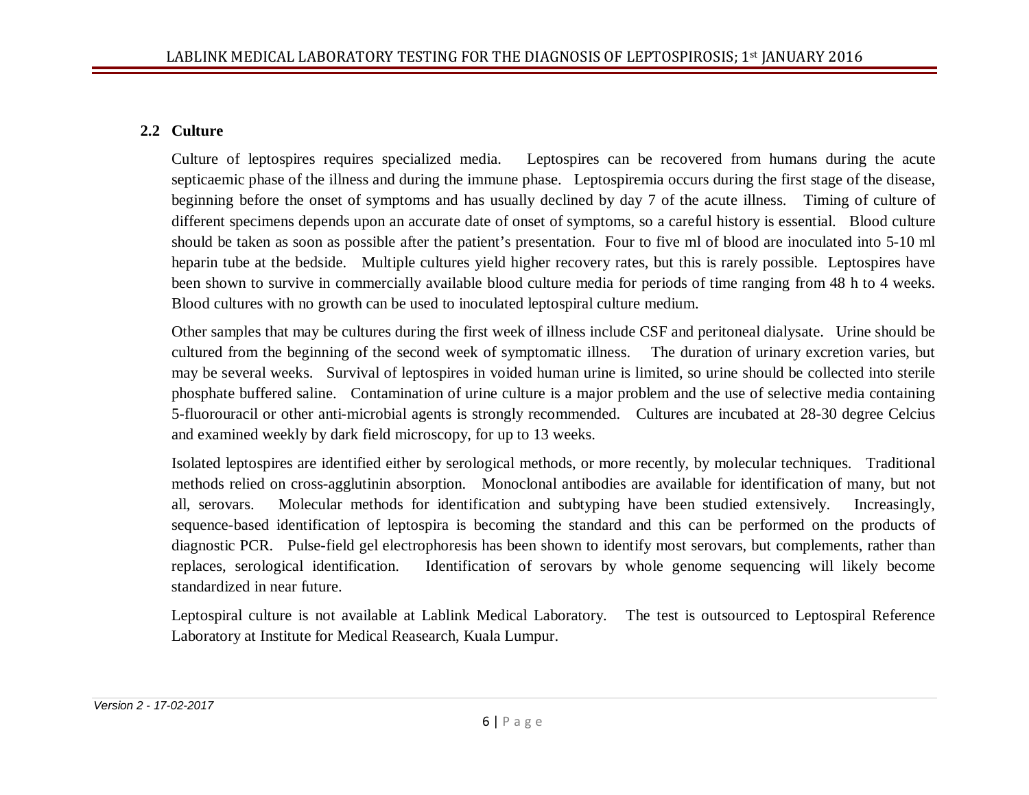## 2.2 Culture

Culture of leptospires requires specialized media. Leptospires can be recovered from humans during the acute septicaemic phase of the illness and during the immune phase. Leptospiremia occurs during the first stage of the disease, beginning before the onset of symptoms and has usually declined by day 7 of the acute illness. Timing of culture of different specimens depends upon an accurate date of onset of symptoms, so a careful history is essential. Blood culture should be taken as soon as possible after the patient's presentation. Four to five ml of blood are inoculated into 5-10 ml heparin tube at the bedside. Multiple cultures yield higher recovery rates, but this is rarely possible. Leptospires have been shown to survive in commercially available blood culture media for periods of time ranging from 48 h to 4 weeks. Blood cultures with no growth can be used to inoculated leptospiral culture medium.

Other samples that may be cultures during the first week of illness include CSF and peritoneal dialysate. Urine should be cultured from the beginning of the second week of symptomatic illness. The duration of urinary excretion varies, but may be several weeks. Survival of leptospires in voided human urine is limited, so urine should be collected into sterile phosphate buffered saline. Contamination of urine culture is a major problem and the use of selective media containing 5-fluorouracil or other anti-microbial agents is strongly recommended. Cultures are incubated at 28-30 degree Celcius and examined weekly by dark field microscopy, for up to 13 weeks.

Isolated leptospires are identified either by serological methods, or more recently, by molecular techniques. Traditional methods relied on cross-agglutinin absorption. Monoclonal antibodies are available for identification of many, but not all, serovars. Molecular methods for identification and subtyping have been studied extensively. Increasingly, sequence-based identification of leptospira is becoming the standard and this can be performed on the products of diagnostic PCR. Pulse-field gel electrophoresis has been shown to identify most serovars, but complements, rather than replaces, serological identification. Identification of serovars by whole genome sequencing will likely become standardized in near future.

Leptospiral culture is not available at Lablink Medical Laboratory. The test is outsourced to Leptospiral Reference Laboratory at Institute for Medical Reasearch, Kuala Lumpur.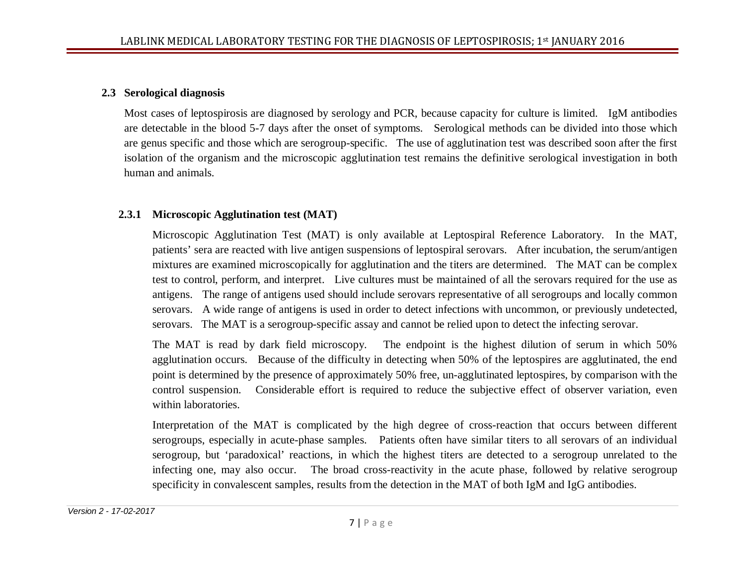## 2.3 Serological diagnosis

Most cases of leptospirosis are diagnosed by serology and PCR, because capacity for culture is limited. IgM antibodies are detectable in the blood 5-7 days after the onset of symptoms. Serological methods can be divided into those which are genus specific and those which are serogroup-specific. The use of agglutination test was described soon after the first isolation of the organism and the microscopic agglutination test remains the definitive serological investigation in both human and animals.

### 2.3.1 Microscopic Agglutination test (MAT)

Microscopic Agglutination Test (MAT) is only available at Leptospiral Reference Laboratory. In the MAT, patients' sera are reacted with live antigen suspensions of leptospiral serovars. After incubation, the serum/antigen mixtures are examined microscopically for agglutination and the titers are determined. The MAT can be complex test to control, perform, and interpret. Live cultures must be maintained of all the serovars required for the use as antigens. The range of antigens used should include serovars representative of all serogroups and locally common serovars. A wide range of antigens is used in order to detect infections with uncommon, or previously undetected, serovars. The MAT is a serogroup-specific assay and cannot be relied upon to detect the infecting serovar.

The MAT is read by dark field microscopy. The endpoint is the highest dilution of serum in which 50% agglutination occurs. Because of the difficulty in detecting when 50% of the leptospires are agglutinated, the end point is determined by the presence of approximately 50% free, un-agglutinated leptospires, by comparison with the control suspension. Considerable effort is required to reduce the subjective effect of observer variation, even within laboratories.

Interpretation of the MAT is complicated by the high degree of cross-reaction that occurs between different serogroups, especially in acute-phase samples. Patients often have similar titers to all serovars of an individual serogroup, but 'paradoxical' reactions, in which the highest titers are detected to a serogroup unrelated to the infecting one, may also occur. The broad cross-reactivity in the acute phase, followed by relative serogroup specificity in convalescent samples, results from the detection in the MAT of both IgM and IgG antibodies.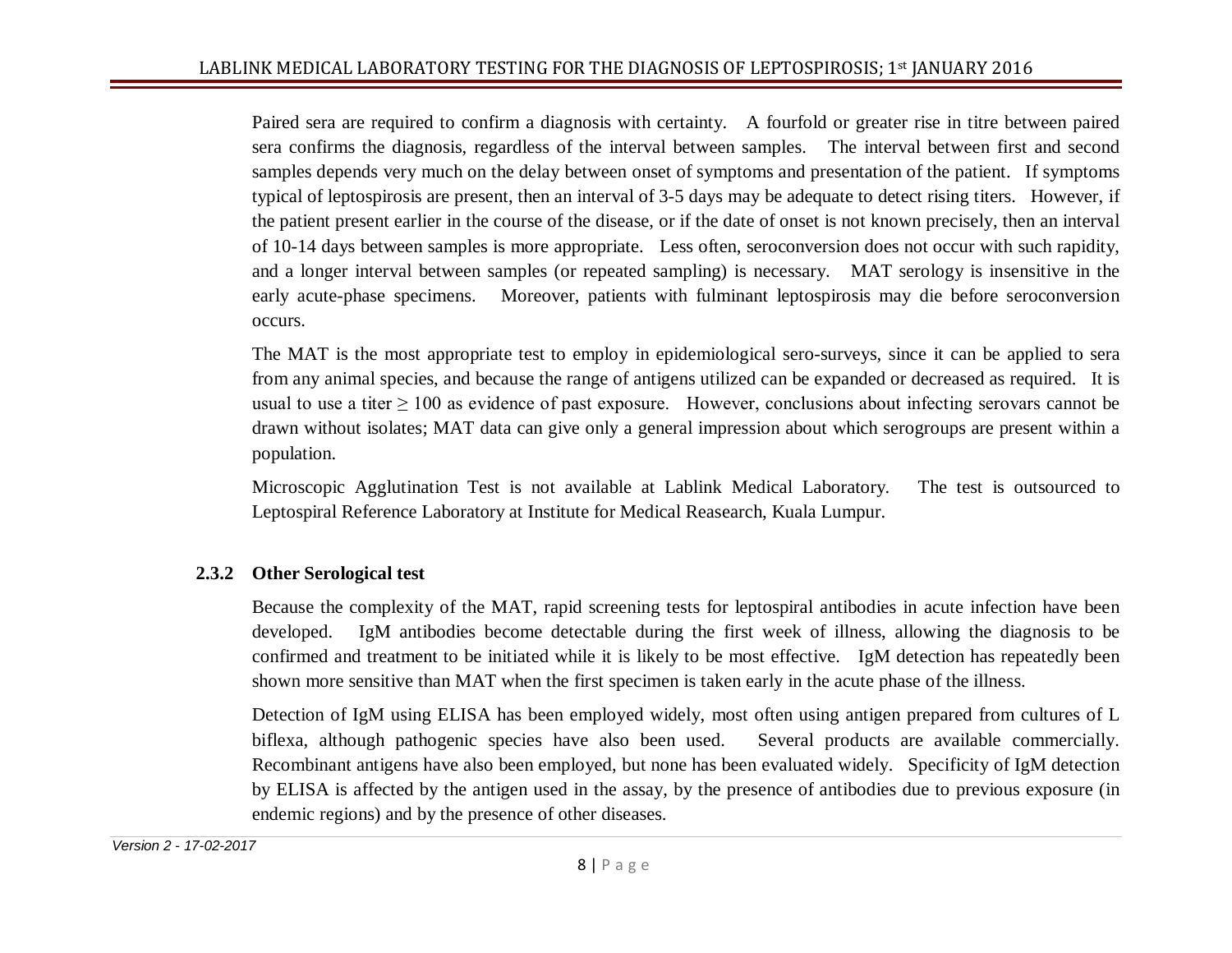Paired sera are required to confirm a diagnosis with certainty. A fourfold or greater rise in titre between paired sera confirms the diagnosis, regardless of the interval between samples. The interval between first and second samples depends very much on the delay between onset of symptoms and presentation of the patient. If symptoms typical of leptospirosis are present, then an interval of 3-5 days may be adequate to detect rising titers. However, if the patient present earlier in the course of the disease, or if the date of onset is not known precisely, then an interval of 10-14 days between samples is more appropriate. Less often, seroconversion does not occur with such rapidity, and a longer interval between samples (or repeated sampling) is necessary. MAT serology is insensitive in the early acute-phase specimens. Moreover, patients with fulminant leptospirosis may die before seroconversion occurs.

The MAT is the most appropriate test to employ in epidemiological sero-surveys, since it can be applied to sera from any animal species, and because the range of antigens utilized can be expanded or decreased as required. It is usual to use a titer $\geq 100$ as evidence of past exposure. However, conclusions about infecting serovars cannot be drawn without isolates; MAT data can give only a general impression about which serogroups are present within a population.

Microscopic Agglutination Test is not available at Lablink Medical Laboratory. The test is outsourced to Leptospiral Reference Laboratory at Institute for Medical Reasearch, Kuala Lumpur.

### 2.3.2 Other Serological test

Because the complexity of the MAT, rapid screening tests for leptospiral antibodies in acute infection have been developed. IgM antibodies become detectable during the first week of illness, allowing the diagnosis to be confirmed and treatment to be initiated while it is likely to be most effective. IgM detection has repeatedly been shown more sensitive than MAT when the first specimen is taken early in the acute phase of the illness.

Detection of IgM using ELISA has been employed widely, most often using antigen prepared from cultures of L biflexa, although pathogenic species have also been used. Several products are available commercially. Recombinant antigens have also been employed, but none has been evaluated widely. Specificity of IgM detection by ELISA is affected by the antigen used in the assay, by the presence of antibodies due to previous exposure (in endemic regions) and by the presence of other diseases.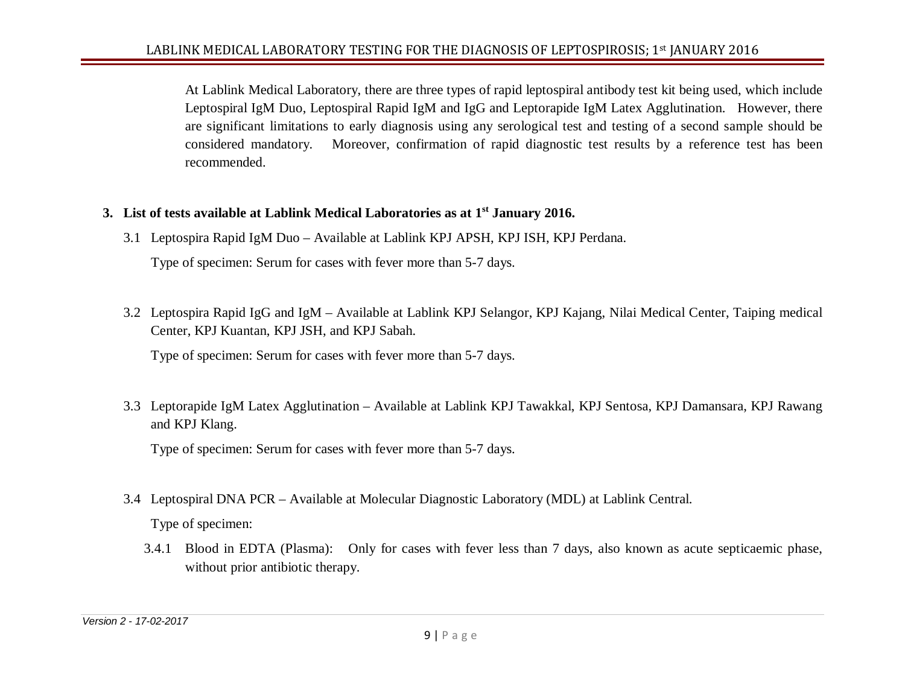At Lablink Medical Laboratory, there are three types of rapid leptospiral antibody test kit being used, which include Leptospiral IgM Duo, Leptospiral Rapid IgM and IgG and Leptorapide IgM Latex Agglutination. However, there are significant limitations to early diagnosis using any serological test and testing of a second sample should be considered mandatory. Moreover, confirmation of rapid diagnostic test results by a reference test has been recommended.

## 3. List of tests available at Lablink Medical Laboratories as at 1st January 2016.

3.1 Leptospira Rapid IgM Duo – Available at Lablink KPJ APSH, KPJ ISH, KPJ Perdana.

Type of specimen: Serum for cases with fever more than 5-7 days.

3.2 Leptospira Rapid IgG and IgM – Available at Lablink KPJ Selangor, KPJ Kajang, Nilai Medical Center, Taiping medical Center, KPJ Kuantan, KPJ JSH, and KPJ Sabah.

Type of specimen: Serum for cases with fever more than 5-7 days.

3.3 Leptorapide IgM Latex Agglutination – Available at Lablink KPJ Tawakkal, KPJ Sentosa, KPJ Damansara, KPJ Rawang and KPJ Klang.

Type of specimen: Serum for cases with fever more than 5-7 days.

3.4 Leptospiral DNA PCR – Available at Molecular Diagnostic Laboratory (MDL) at Lablink Central.

Type of specimen:

3.4.1 Blood in EDTA (Plasma): Only for cases with fever less than 7 days, also known as acute septicaemic phase, without prior antibiotic therapy.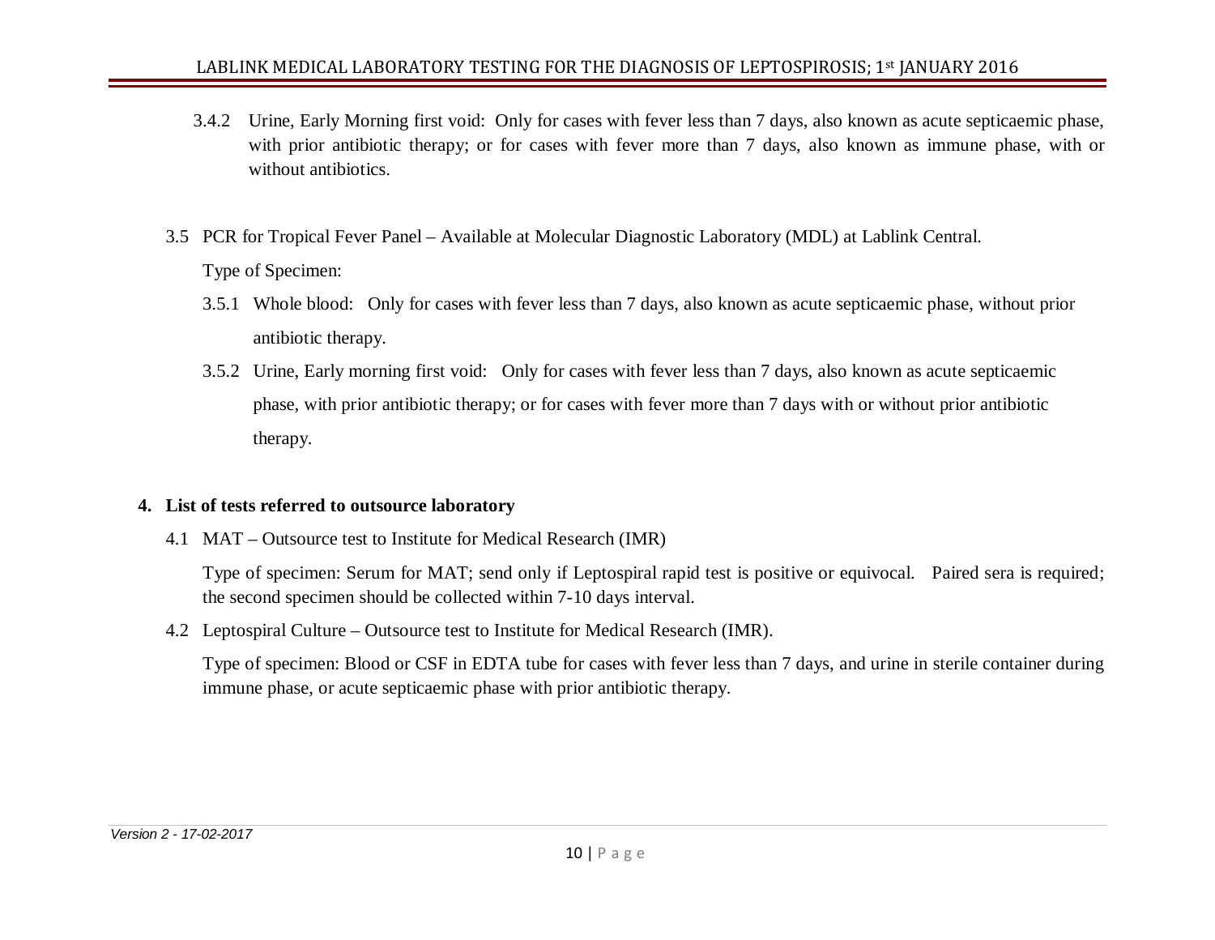3.4.2 Urine, Early Morning first void: Only for cases with fever less than 7 days, also known as acute septicaemic phase, with prior antibiotic therapy; or for cases with fever more than 7 days, also known as immune phase, with or without antibiotics.

3.5 PCR for Tropical Fever Panel – Available at Molecular Diagnostic Laboratory (MDL) at Lablink Central.

Type of Specimen:

3.5.1 Whole blood: Only for cases with fever less than 7 days, also known as acute septicaemic phase, without prior antibiotic therapy.

3.5.2 Urine, Early morning first void: Only for cases with fever less than 7 days, also known as acute septicaemic phase, with prior antibiotic therapy; or for cases with fever more than 7 days with or without prior antibiotic therapy.

## 4. List of tests referred to outsource laboratory

4.1 MAT – Outsource test to Institute for Medical Research (IMR)

Type of specimen: Serum for MAT; send only if Leptospiral rapid test is positive or equivocal. Paired sera is required; the second specimen should be collected within 7-10 days interval.

4.2 Leptospiral Culture – Outsource test to Institute for Medical Research (IMR).

Type of specimen: Blood or CSF in EDTA tube for cases with fever less than 7 days, and urine in sterile container during immune phase, or acute septicaemic phase with prior antibiotic therapy.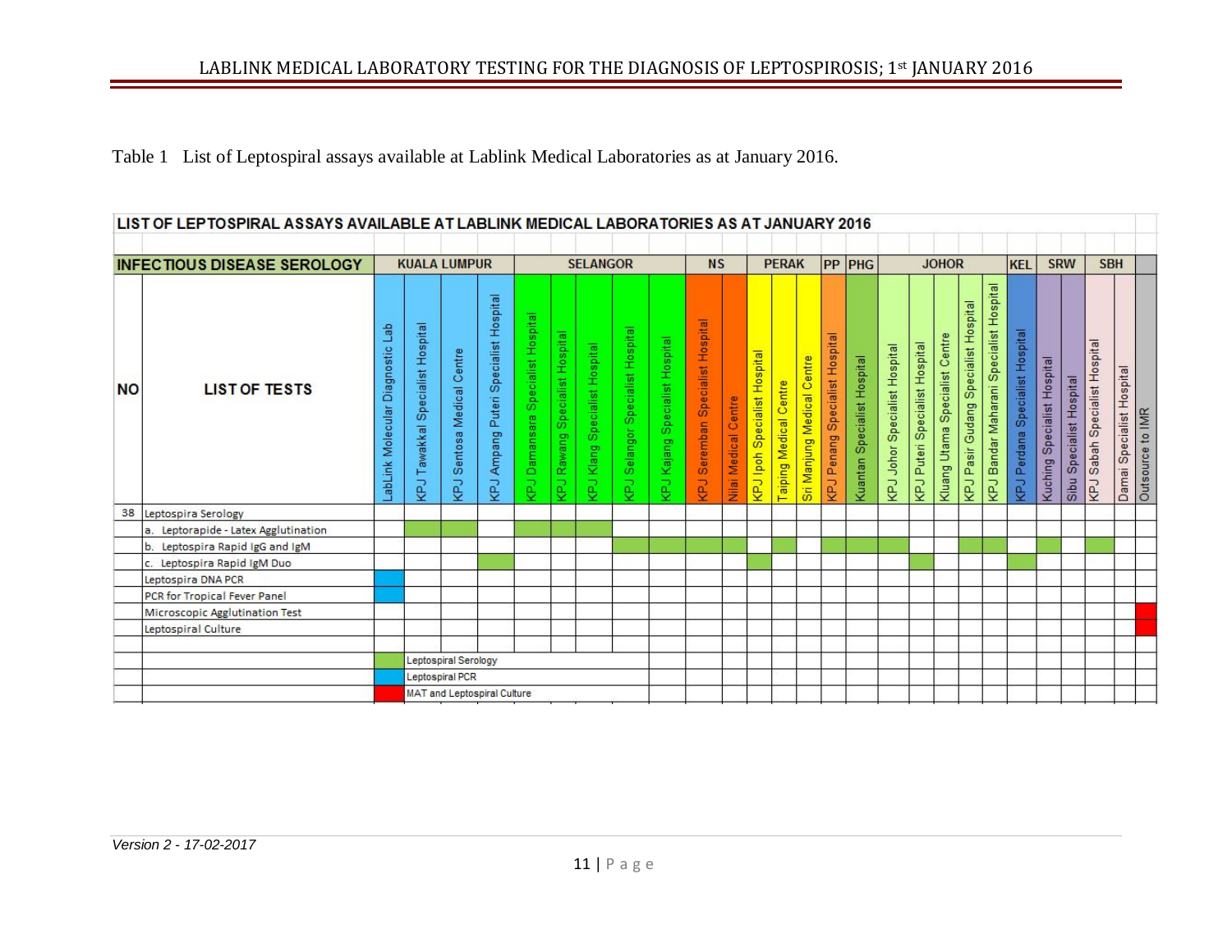Table 1 List of Leptospiral assays available at Lablink Medical Laboratories as at January 2016.

**LIST OF LEPTOSPIRAL ASSAYS AVAILABLE AT LABLINK MEDICAL LABORATORIES AS AT JANUARY 2016**

| INFECTIOUS DISEASE SEROLOGY | | KUALA LUMPUR | | | | SELANGOR | | | | | NS | | PERAK | | | PP | PHG | JOHOR | | | | | KEL | SRW | | SBH | | |
|---|---|---|---|---|---|---|---|---|---|---|---|---|---|---|---|---|---|---|---|---|---|---|---|---|---|---|---|---|
| NO | LIST OF TESTS | LabLink Molecular Diagnostic Lab | KPJ Tawakkal Specialist Hospital | KPJ Sentosa Medical Centre | KPJ Ampang Puteri Specialist Hospital | KPJ Damansara Specialist Hospital | KPJ Rawang Specialist Hospital | KPJ Klang Specialist Hospital | KPJ Selangor Specialist Hospital | KPJ Kajang Specialist Hospital | KPJ Seremban Specialist Hospital | Nilai Medical Centre | KPJ Ipoh Specialist Hospital | Taiping Medical Centre | Sri Manjung Medical Centre | KPJ Penang Specialist Hospital | Kuantan Specialist Hospital | KPJ Johor Specialist Hospital | KPJ Puteri Specialist Hospital | Kluang Utama Specialist Centre | KPJ Pasir Gudang Specialist Hospital | KPJ Bandar Maharani Specialist Hospital | KPJ Perdana Specialist Hospital | Kuching Specialist Hospital | Sibu Specialist Hospital | KPJ Sabah Specialist Hospital | Damai Specialist Hospital | Outsource to IMR |
| 38 | Leptospira Serology | | | | | | | | | | | | | | | | | | | | | | | | | | | |
| | a. Leptorapide - Latex Agglutination | | ✓ | ✓ | | ✓ | ✓ | ✓ | | | | | | | | | | | | | | | | | | | | |
| | b. Leptospira Rapid IgG and IgM | | | | | | | | ✓ | ✓ | ✓ | ✓ | | ✓ | | ✓ | ✓ | ✓ | | | ✓ | ✓ | | ✓ | | ✓ | | |
| | c. Leptospira Rapid IgM Duo | | | | ✓ | | | | | | | | ✓ | | | | | | ✓ | | | | ✓ | | | | | |
| | Leptospira DNA PCR | ✓ | | | | | | | | | | | | | | | | | | | | | | | | | | |
| | PCR for Tropical Fever Panel | ✓ | | | | | | | | | | | | | | | | | | | | | | | | | | |
| | Microscopic Agglutination Test | | | | | | | | | | | | | | | | | | | | | | | | | | | ✓ |
| | Leptospiral Culture | | | | | | | | | | | | | | | | | | | | | | | | | | | ✓ |

Legend:
- Green: Leptospiral Serology
- Blue: Leptospiral PCR
- Red: MAT and Leptospiral Culture

*Version 2 - 17-02-2017*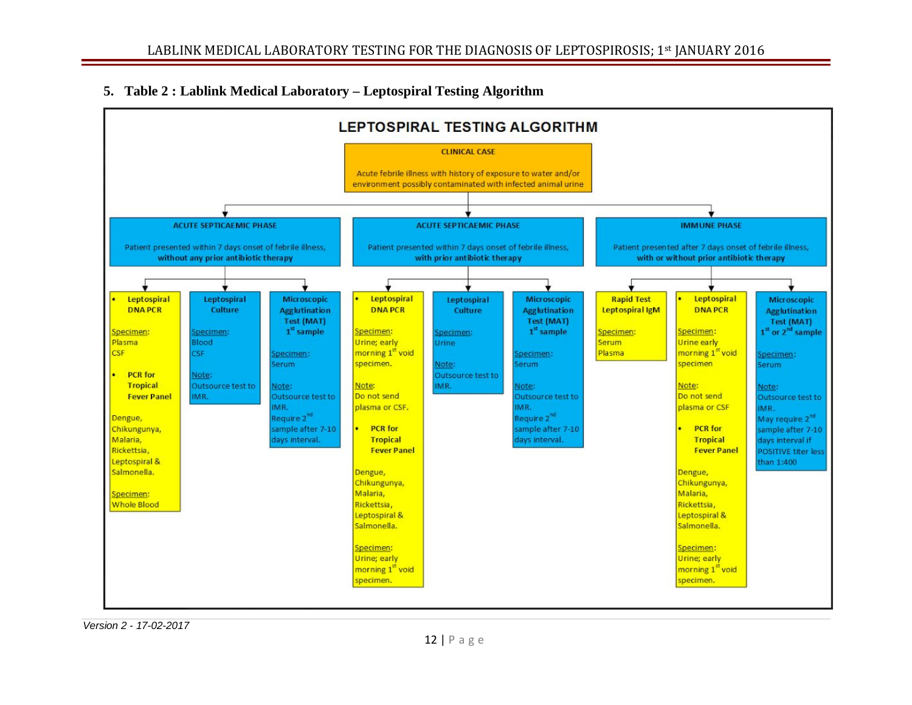## 5. Table 2 : Lablink Medical Laboratory – Leptospiral Testing Algorithm

### LEPTOSPIRAL TESTING ALGORITHM

**CLINICAL CASE**

Acute febrile illness with history of exposure to water and/or environment possibly contaminated with infected animal urine

---

**ACUTE SEPTICAEMIC PHASE**

Patient presented within 7 days onset of febrile illness, **without any prior antibiotic therapy**

- **Leptospiral DNA PCR**
  - Specimen: Plasma, CSF
  - **PCR for Tropical Fever Panel**
    - Dengue, Chikungunya, Malaria, Rickettsia, Leptospiral & Salmonella.
    - Specimen: Whole Blood
- **Leptospiral Culture**
  - Specimen: Blood, CSF
  - Note: Outsource test to IMR.
- **Microscopic Agglutination Test (MAT) 1st sample**
  - Specimen: Serum
  - Note: Outsource test to IMR. Require 2nd sample after 7-10 days interval.

---

**ACUTE SEPTICAEMIC PHASE**

Patient presented within 7 days onset of febrile illness, **with prior antibiotic therapy**

- **Leptospiral DNA PCR**
  - Specimen: Urine; early morning 1st void specimen.
  - Note: Do not send plasma or CSF.
  - **PCR for Tropical Fever Panel**
    - Dengue, Chikungunya, Malaria, Rickettsia, Leptospiral & Salmonella.
    - Specimen: Urine; early morning 1st void specimen.
- **Leptospiral Culture**
  - Specimen: Urine
  - Note: Outsource test to IMR.
- **Microscopic Agglutination Test (MAT) 1st sample**
  - Specimen: Serum
  - Note: Outsource test to IMR. Require 2nd sample after 7-10 days interval.

---

**IMMUNE PHASE**

Patient presented after 7 days onset of febrile illness, **with or without prior antibiotic therapy**

- **Rapid Test Leptospiral IgM**
  - Specimen: Serum, Plasma
- **Leptospiral DNA PCR**
  - Specimen: Urine early morning 1st void specimen
  - Note: Do not send plasma or CSF
  - **PCR for Tropical Fever Panel**
    - Dengue, Chikungunya, Malaria, Rickettsia, Leptospiral & Salmonella.
    - Specimen: Urine; early morning 1st void specimen.
- **Microscopic Agglutination Test (MAT) 1st or 2nd sample**
  - Specimen: Serum
  - Note: Outsource test to IMR. May require 2nd sample after 7-10 days interval if POSITIVE titer less than 1:400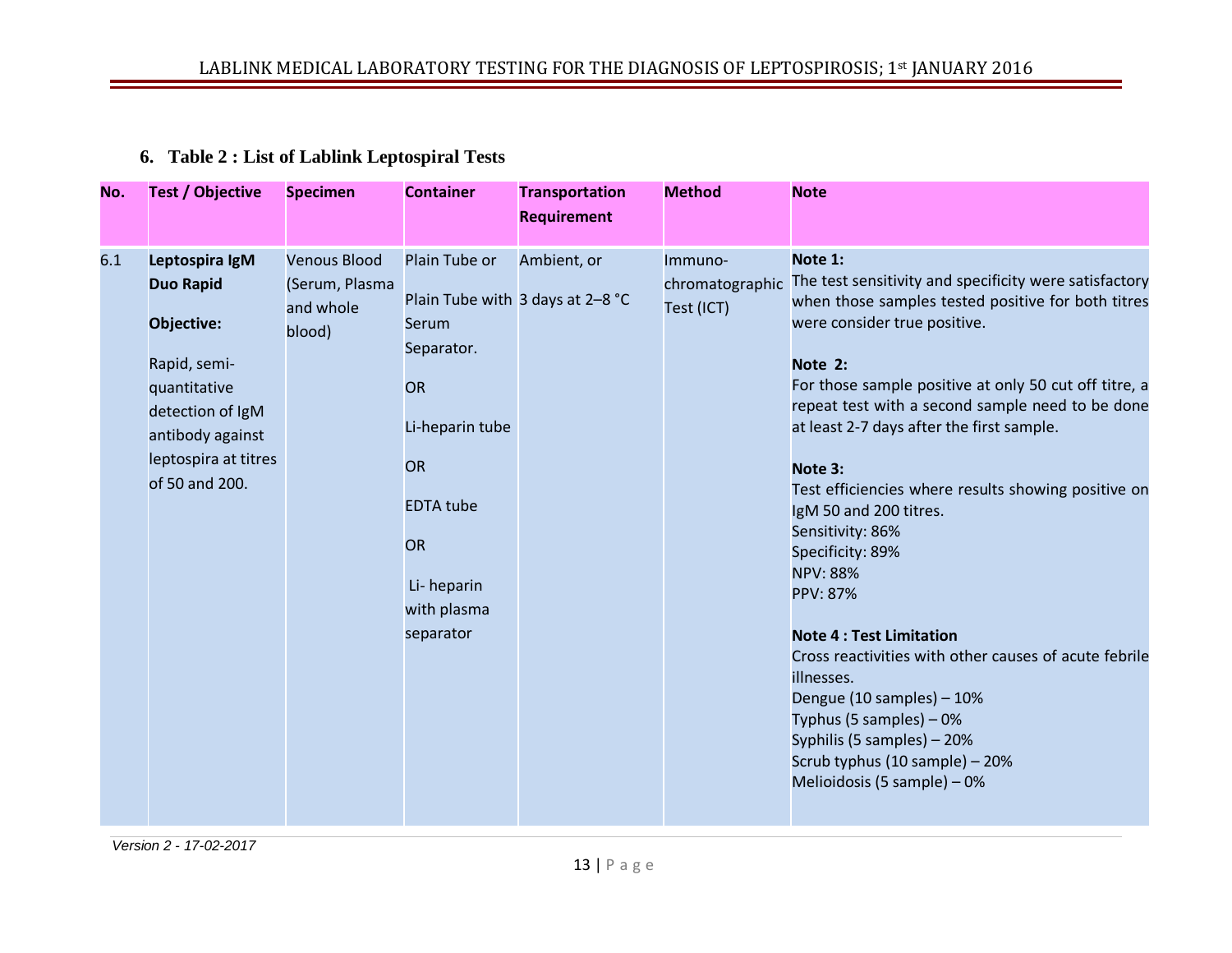## 6. Table 2 : List of Lablink Leptospiral Tests

| No. | Test / Objective | Specimen | Container | Transportation Requirement | Method | Note |
|---|---|---|---|---|---|---|
| 6.1 | **Leptospira IgM Duo Rapid**<br><br>**Objective:**<br><br>Rapid, semi-quantitative detection of IgM antibody against leptospira at titres of 50 and 200. | Venous Blood (Serum, Plasma and whole blood) | Plain Tube or<br><br>Plain Tube with Serum Separator.<br><br>OR<br><br>Li-heparin tube<br><br>OR<br><br>EDTA tube<br><br>OR<br><br>Li- heparin with plasma separator | Ambient, or<br><br>3 days at 2–8 °C | Immuno-chromatographic Test (ICT) | **Note 1:**<br>The test sensitivity and specificity were satisfactory when those samples tested positive for both titres were consider true positive.<br><br>**Note 2:**<br>For those sample positive at only 50 cut off titre, a repeat test with a second sample need to be done at least 2-7 days after the first sample.<br><br>**Note 3:**<br>Test efficiencies where results showing positive on IgM 50 and 200 titres.<br>Sensitivity: 86%<br>Specificity: 89%<br>NPV: 88%<br>PPV: 87%<br><br>**Note 4 : Test Limitation**<br>Cross reactivities with other causes of acute febrile illnesses.<br>Dengue (10 samples) – 10%<br>Typhus (5 samples) – 0%<br>Syphilis (5 samples) – 20%<br>Scrub typhus (10 sample) – 20%<br>Melioidosis (5 sample) – 0% |

*Version 2 - 17-02-2017*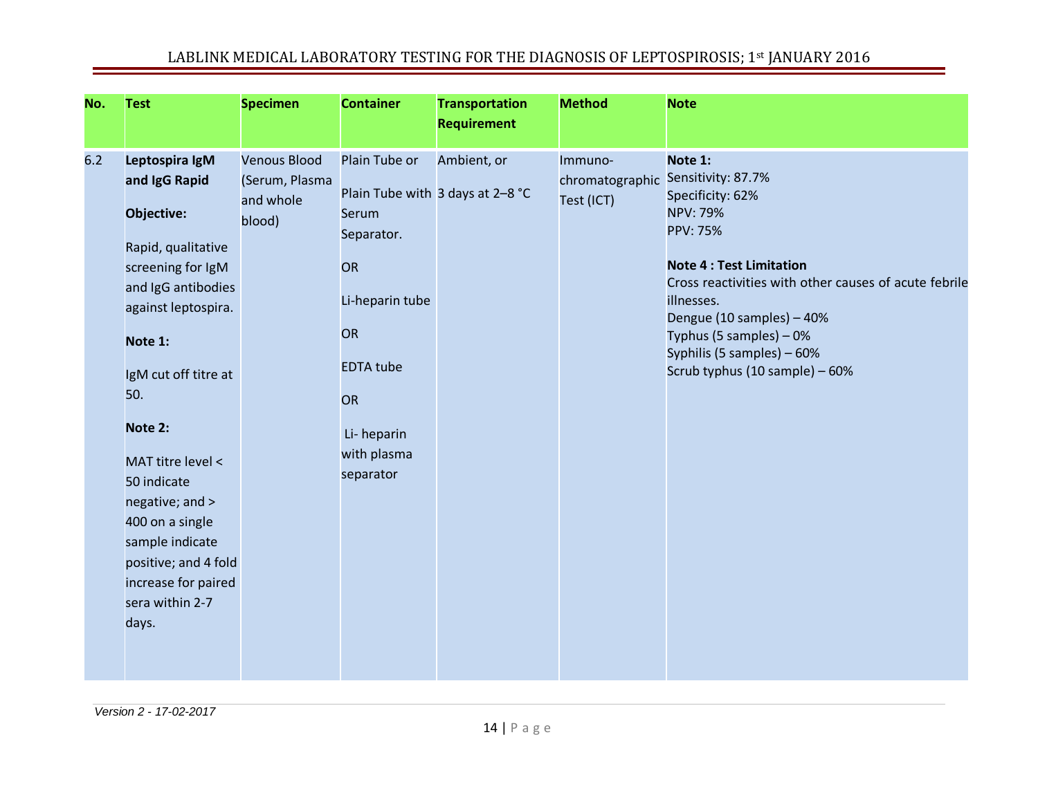| No. | Test | Specimen | Container | Transportation Requirement | Method | Note |
|---|---|---|---|---|---|---|
| 6.2 | **Leptospira IgM and IgG Rapid**<br><br>**Objective:**<br><br>Rapid, qualitative screening for IgM and IgG antibodies against leptospira.<br><br>**Note 1:**<br><br>IgM cut off titre at 50.<br><br>**Note 2:**<br><br>MAT titre level < 50 indicate negative; and > 400 on a single sample indicate positive; and 4 fold increase for paired sera within 2-7 days. | Venous Blood (Serum, Plasma and whole blood) | Plain Tube or<br><br>Plain Tube with Serum Separator.<br><br>OR<br><br>Li-heparin tube<br><br>OR<br><br>EDTA tube<br><br>OR<br><br>Li- heparin with plasma separator | Ambient, or<br><br>3 days at 2–8 °C | Immuno-chromatographic Test (ICT) | **Note 1:**<br>Sensitivity: 87.7%<br>Specificity: 62%<br>NPV: 79%<br>PPV: 75%<br><br>**Note 4 : Test Limitation**<br>Cross reactivities with other causes of acute febrile illnesses.<br>Dengue (10 samples) – 40%<br>Typhus (5 samples) – 0%<br>Syphilis (5 samples) – 60%<br>Scrub typhus (10 sample) – 60% |

*Version 2 - 17-02-2017*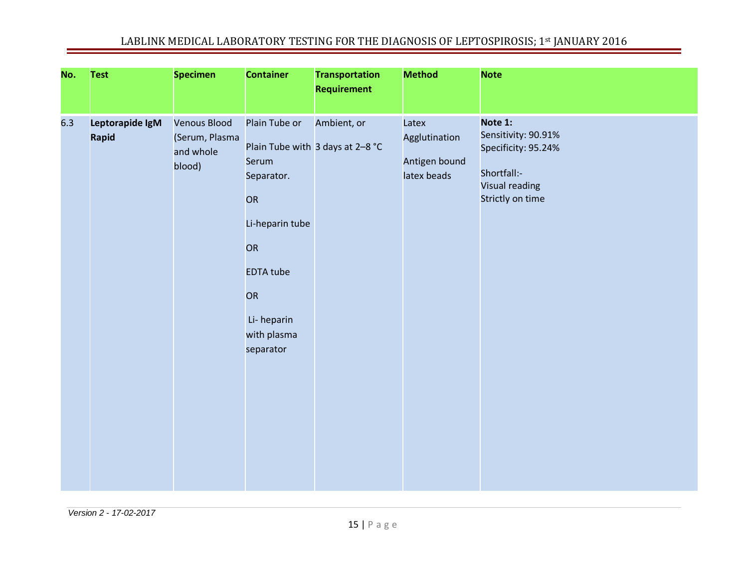| No. | Test | Specimen | Container | Transportation Requirement | Method | Note |
|---|---|---|---|---|---|---|
| 6.3 | **Leptorapide IgM Rapid** | Venous Blood (Serum, Plasma and whole blood) | Plain Tube or<br><br>Plain Tube with Serum Separator.<br><br>OR<br><br>Li-heparin tube<br><br>OR<br><br>EDTA tube<br><br>OR<br><br>Li- heparin with plasma separator | Ambient, or<br><br>3 days at 2–8 °C | Latex Agglutination<br><br>Antigen bound latex beads | **Note 1:**<br>Sensitivity: 90.91%<br>Specificity: 95.24%<br><br>Shortfall:-<br>Visual reading<br>Strictly on time |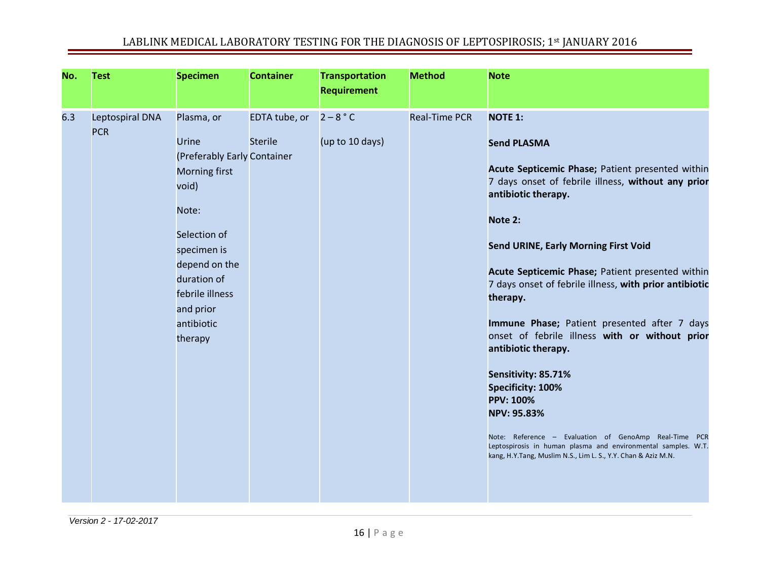| No. | Test | Specimen | Container | Transportation Requirement | Method | Note |
|---|---|---|---|---|---|---|
| 6.3 | Leptospiral DNA PCR | Plasma, or<br><br>Urine (Preferably Early Morning first void)<br><br>Note:<br><br>Selection of specimen is depend on the duration of febrile illness and prior antibiotic therapy | EDTA tube, or<br><br>Sterile Container | 2 – 8 ° C<br><br>(up to 10 days) | Real-Time PCR | **NOTE 1:**<br><br>**Send PLASMA**<br><br>**Acute Septicemic Phase;** Patient presented within 7 days onset of febrile illness, **without any prior antibiotic therapy.**<br><br>**Note 2:**<br><br>**Send URINE, Early Morning First Void**<br><br>**Acute Septicemic Phase;** Patient presented within 7 days onset of febrile illness, **with prior antibiotic therapy.**<br><br>**Immune Phase;** Patient presented after 7 days onset of febrile illness **with or without prior antibiotic therapy.**<br><br>**Sensitivity: 85.71%**<br>**Specificity: 100%**<br>**PPV: 100%**<br>**NPV: 95.83%**<br><br>Note: Reference – Evaluation of GenoAmp Real-Time PCR Leptospirosis in human plasma and environmental samples. W.T. kang, H.Y.Tang, Muslim N.S., Lim L. S., Y.Y. Chan & Aziz M.N. |

*Version 2 - 17-02-2017*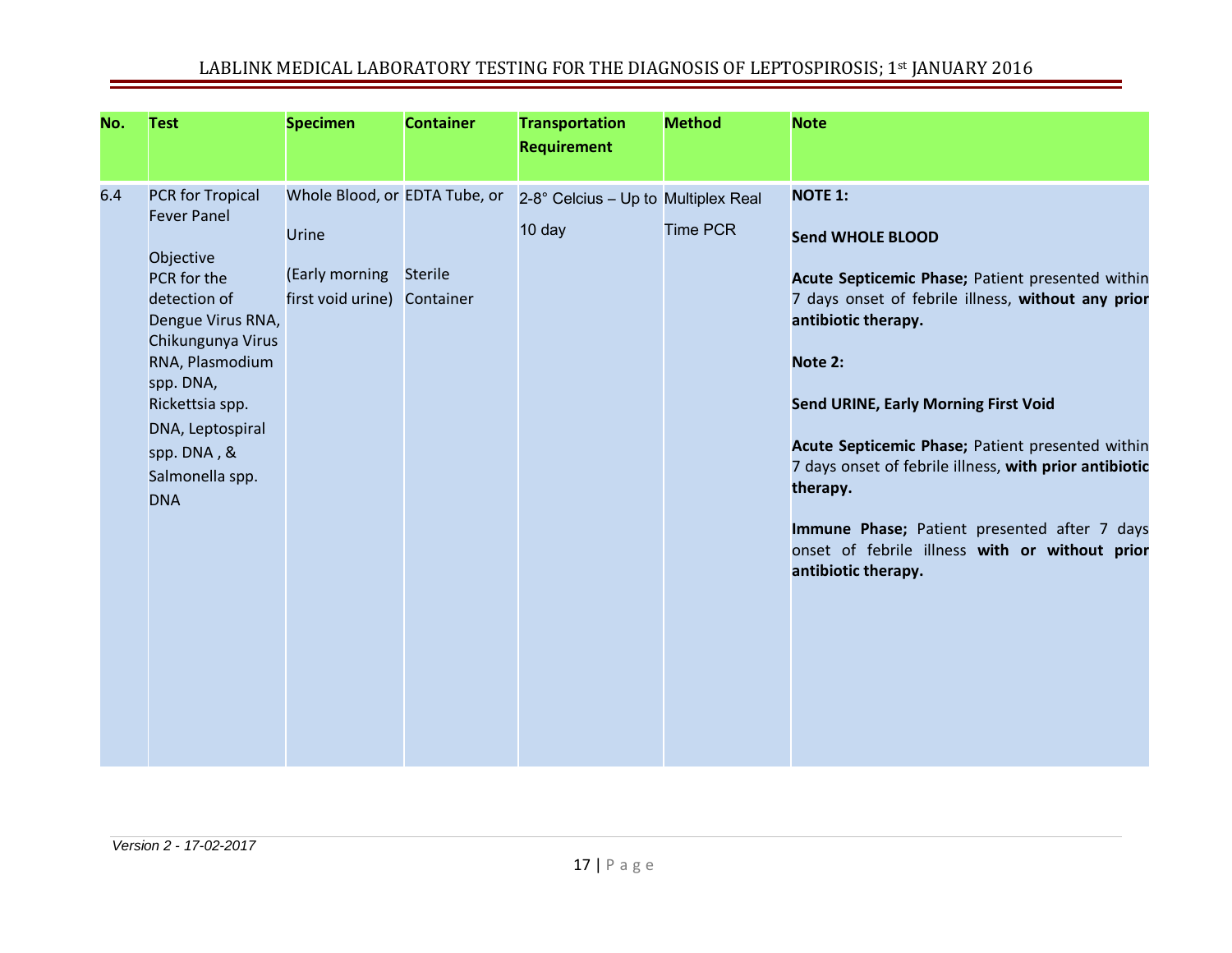| No. | Test | Specimen | Container | Transportation Requirement | Method | Note |
|---|---|---|---|---|---|---|
| 6.4 | PCR for Tropical Fever Panel<br><br>Objective<br>PCR for the detection of Dengue Virus RNA, Chikungunya Virus RNA, Plasmodium spp. DNA, Rickettsia spp. DNA, Leptospiral spp. DNA , & Salmonella spp. DNA | Whole Blood, or<br><br>Urine<br><br>(Early morning first void urine) | EDTA Tube, or<br><br>Sterile Container | 2-8° Celcius – Up to 10 day | Multiplex Real Time PCR | **NOTE 1:**<br><br>**Send WHOLE BLOOD**<br><br>**Acute Septicemic Phase;** Patient presented within 7 days onset of febrile illness, **without any prior antibiotic therapy.**<br><br>**Note 2:**<br><br>**Send URINE, Early Morning First Void**<br><br>**Acute Septicemic Phase;** Patient presented within 7 days onset of febrile illness, **with prior antibiotic therapy.**<br><br>**Immune Phase;** Patient presented after 7 days onset of febrile illness **with or without prior antibiotic therapy.** |

*Version 2 - 17-02-2017*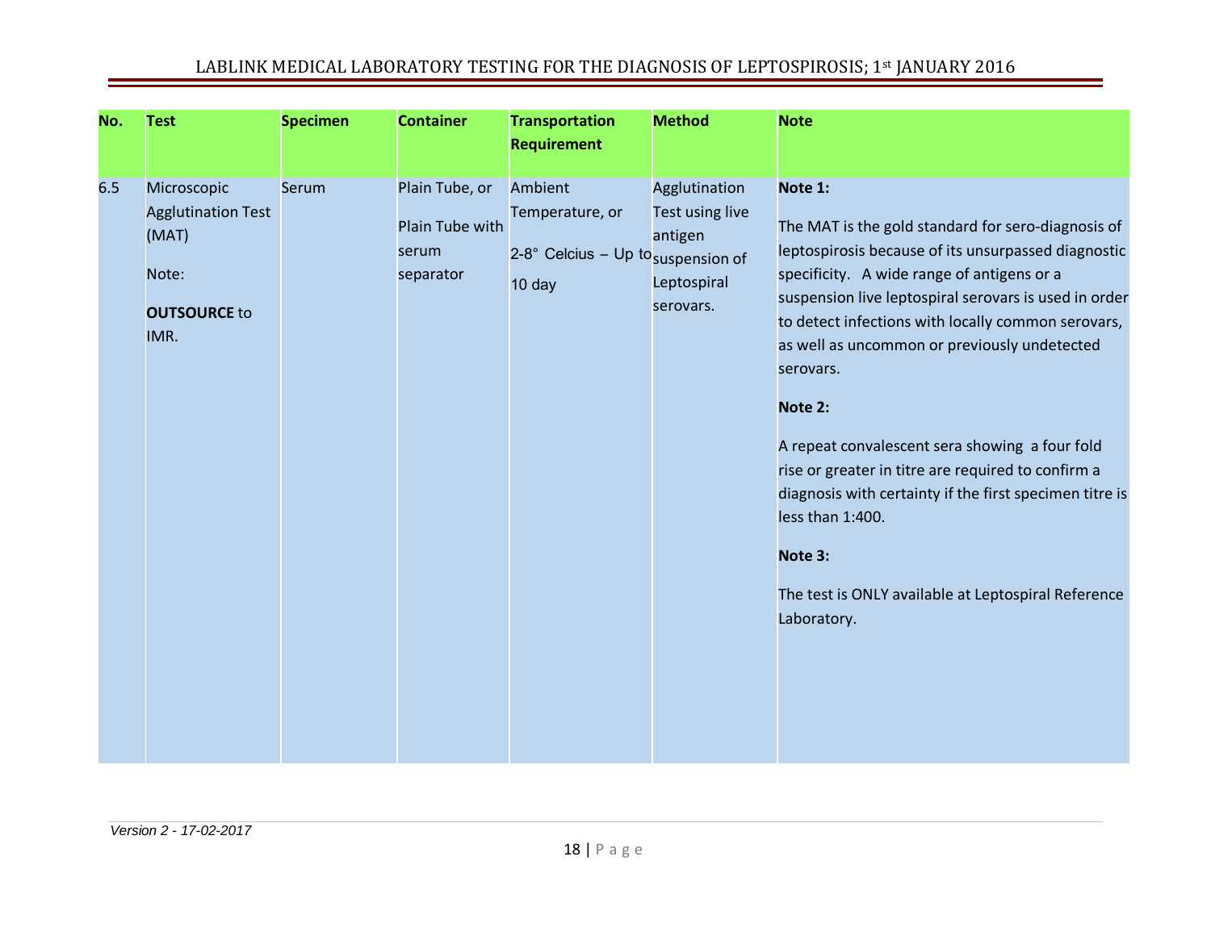| No. | Test | Specimen | Container | Transportation Requirement | Method | Note |
|---|---|---|---|---|---|---|
| 6.5 | Microscopic Agglutination Test (MAT)<br><br>Note:<br><br>**OUTSOURCE** to IMR. | Serum | Plain Tube, or<br><br>Plain Tube with serum separator | Ambient Temperature, or<br><br>2-8° Celcius – Up to 10 day | Agglutination Test using live antigen suspension of Leptospiral serovars. | **Note 1:**<br><br>The MAT is the gold standard for sero-diagnosis of leptospirosis because of its unsurpassed diagnostic specificity. A wide range of antigens or a suspension live leptospiral serovars is used in order to detect infections with locally common serovars, as well as uncommon or previously undetected serovars.<br><br>**Note 2:**<br><br>A repeat convalescent sera showing a four fold rise or greater in titre are required to confirm a diagnosis with certainty if the first specimen titre is less than 1:400.<br><br>**Note 3:**<br><br>The test is ONLY available at Leptospiral Reference Laboratory. |

*Version 2 - 17-02-2017*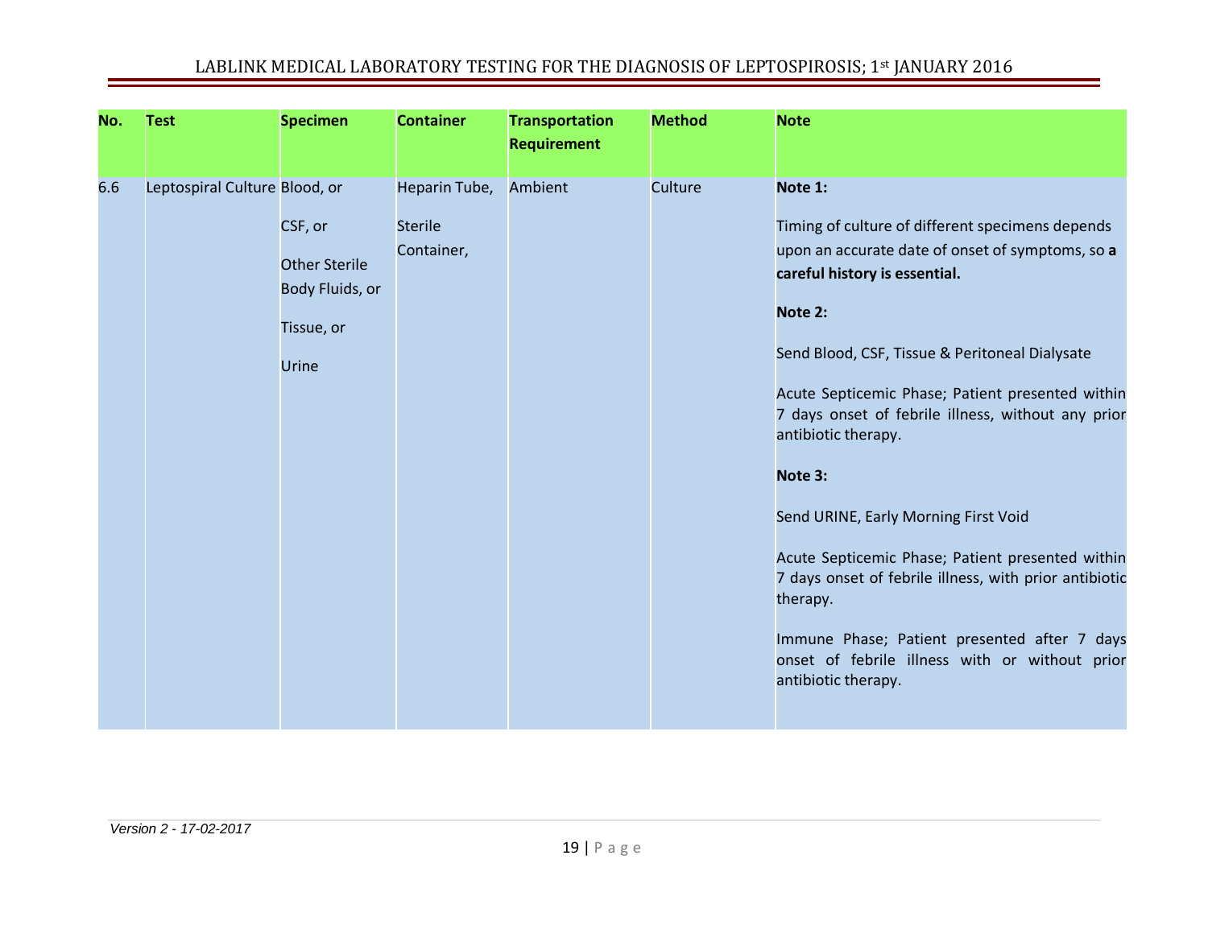| No. | Test | Specimen | Container | Transportation Requirement | Method | Note |
|---|---|---|---|---|---|---|
| 6.6 | Leptospiral Culture | Blood, or<br><br>CSF, or<br><br>Other Sterile Body Fluids, or<br><br>Tissue, or<br><br>Urine | Heparin Tube,<br><br>Sterile Container, | Ambient | Culture | **Note 1:**<br><br>Timing of culture of different specimens depends upon an accurate date of onset of symptoms, so **a careful history is essential.**<br><br>**Note 2:**<br><br>Send Blood, CSF, Tissue & Peritoneal Dialysate<br><br>Acute Septicemic Phase; Patient presented within 7 days onset of febrile illness, without any prior antibiotic therapy.<br><br>**Note 3:**<br><br>Send URINE, Early Morning First Void<br><br>Acute Septicemic Phase; Patient presented within 7 days onset of febrile illness, with prior antibiotic therapy.<br><br>Immune Phase; Patient presented after 7 days onset of febrile illness with or without prior antibiotic therapy. |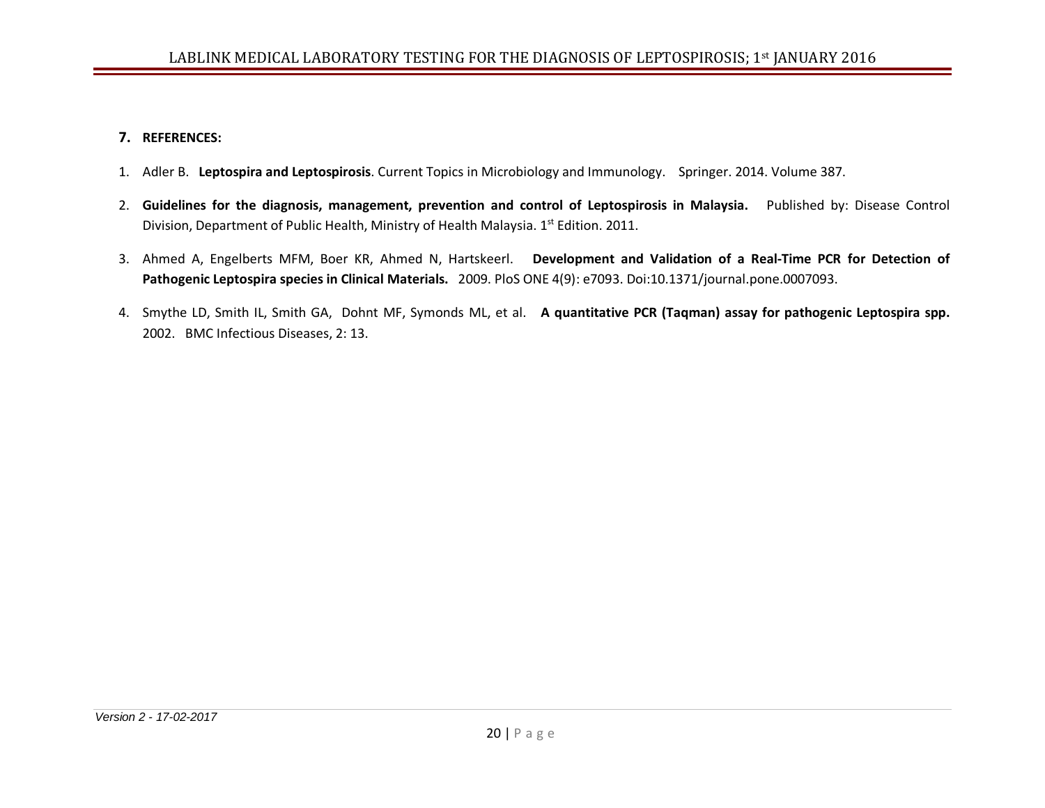## 7. REFERENCES:

1. Adler B. **Leptospira and Leptospirosis**. Current Topics in Microbiology and Immunology. Springer. 2014. Volume 387.

2. **Guidelines for the diagnosis, management, prevention and control of Leptospirosis in Malaysia.** Published by: Disease Control Division, Department of Public Health, Ministry of Health Malaysia. 1st Edition. 2011.

3. Ahmed A, Engelberts MFM, Boer KR, Ahmed N, Hartskeerl. **Development and Validation of a Real-Time PCR for Detection of Pathogenic Leptospira species in Clinical Materials.** 2009. PloS ONE 4(9): e7093. Doi:10.1371/journal.pone.0007093.

4. Smythe LD, Smith IL, Smith GA, Dohnt MF, Symonds ML, et al. **A quantitative PCR (Taqman) assay for pathogenic Leptospira spp.** 2002. BMC Infectious Diseases, 2: 13.

*Version 2 - 17-02-2017*